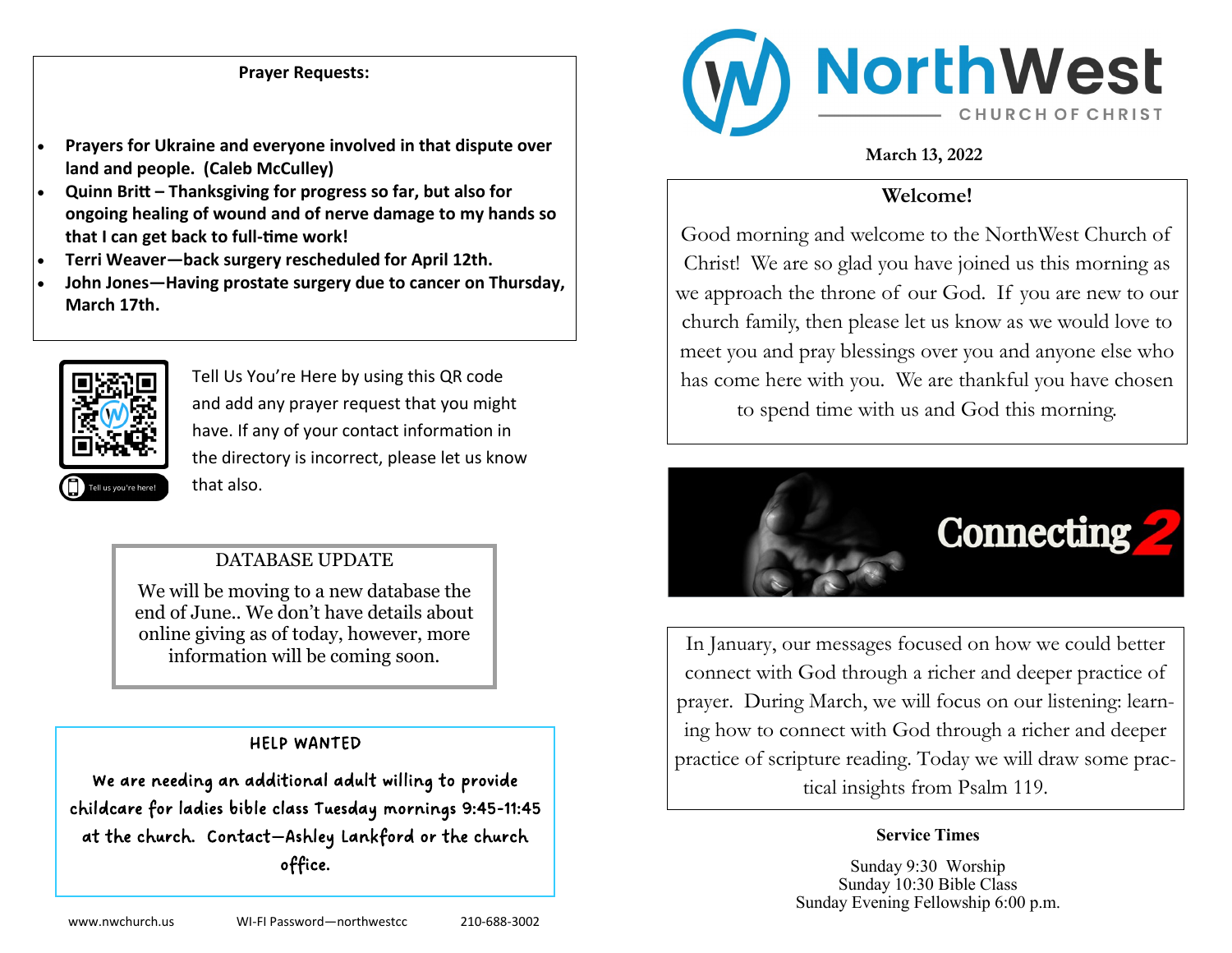**Prayer Requests:**

- **Prayers for Ukraine and everyone involved in that dispute over land and people. (Caleb McCulley)**
- **Quinn Britt – Thanksgiving for progress so far, but also for ongoing healing of wound and of nerve damage to my hands so that I can get back to full-time work!**
- **Terri Weaver—back surgery rescheduled for April 12th.**
- **John Jones—Having prostate surgery due to cancer on Thursday, March 17th.**

Tell us you're here!

Tell Us You're Here by using this QR code and add any prayer request that you might have. If any of your contact information in the directory is incorrect, please let us know that also.

DATABASE UPDATE

We will be moving to a new database the end of June.. We don't have details about online giving as of today, however, more information will be coming soon.

HELP WANTED

We are needing an additional adult willing to provide childcare for ladies bible class Tuesday mornings 9:45-11:45 at the church. Contact—Ashley Lankford or the church office.

www.nwchurch.us WI-FI Password—northwestcc 210-688-3002

# NorthWest CHURCH OF CHRIST

**March 13, 2022**

**Welcome!**

Good morning and welcome to the NorthWest Church of Christ! We are so glad you have joined us this morning as we approach the throne of our God. If you are new to our church family, then please let us know as we would love to meet you and pray blessings over you and anyone else who has come here with you. We are thankful you have chosen to spend time with us and God this morning.

Connecting 2

In January, our messages focused on how we could better connect with God through a richer and deeper practice of prayer. During March, we will focus on our listening: learning how to connect with God through a richer and deeper practice of scripture reading. Today we will draw some practical insights from Psalm 119.

**Service Times**

Sunday 9:30 Worship
Sunday 10:30 Bible Class
Sunday Evening Fellowship 6:00 p.m.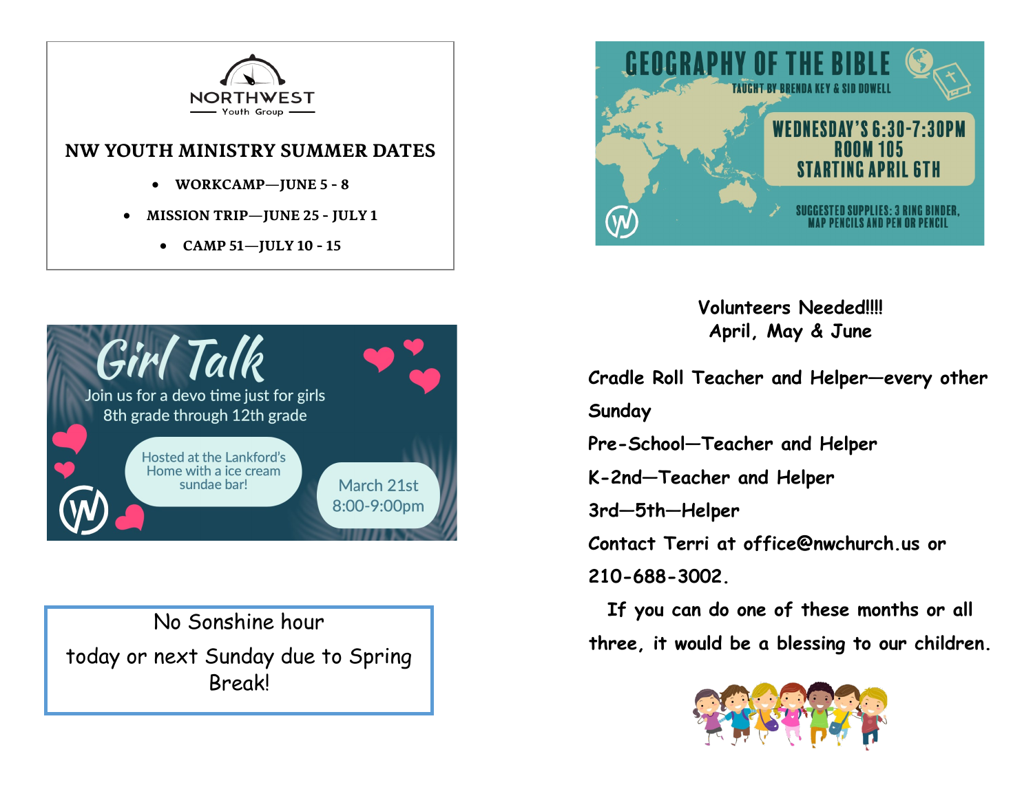NORTHWEST
Youth Group

## NW YOUTH MINISTRY SUMMER DATES

- WORKCAMP—JUNE 5 - 8
- MISSION TRIP—JUNE 25 - JULY 1
- CAMP 51—JULY 10 - 15

## Girl Talk

Join us for a devo time just for girls
8th grade through 12th grade

Hosted at the Lankford's Home with a ice cream sundae bar!

March 21st
8:00-9:00pm

No Sonshine hour
today or next Sunday due to Spring Break!

## GEOGRAPHY OF THE BIBLE

TAUGHT BY BRENDA KEY & SID DOWELL

WEDNESDAY'S 6:30-7:30PM
ROOM 105
STARTING APRIL 6TH

SUGGESTED SUPPLIES: 3 RING BINDER, MAP PENCILS AND PEN OR PENCIL

**Volunteers Needed!!!!**
**April, May & June**

Cradle Roll Teacher and Helper—every other Sunday

Pre-School—Teacher and Helper

K-2nd—Teacher and Helper

3rd—5th—Helper

Contact Terri at office@nwchurch.us or 210-688-3002.

If you can do one of these months or all three, it would be a blessing to our children.